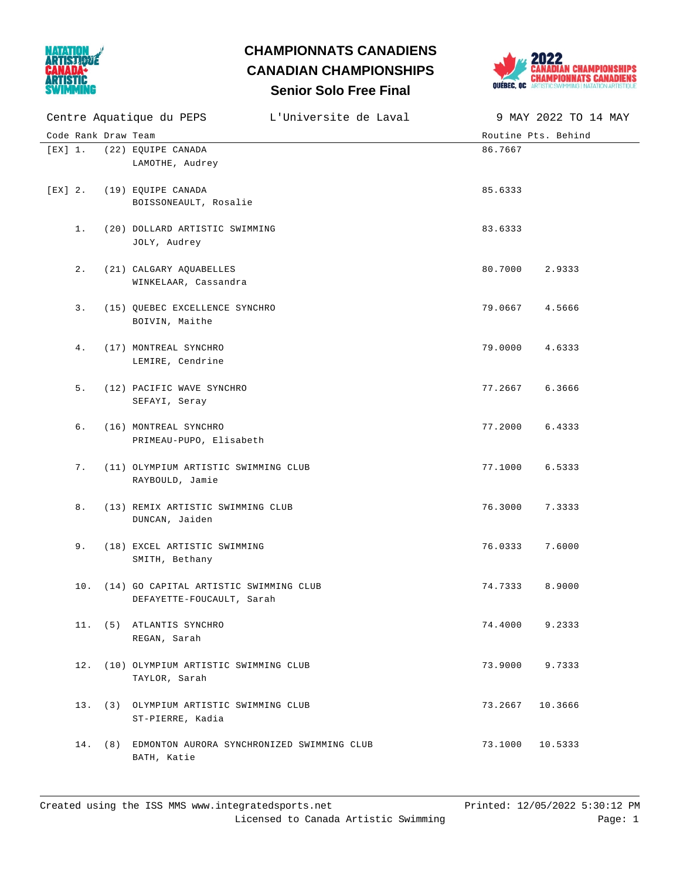# CHAMPIONNATS CANADIENS
# CANADIAN CHAMPIONSHIPS
## Senior Solo Free Final

Centre Aquatique du PEPS | L'Universite de Laval | 9 MAY 2022 TO 14 MAY

| Code | Rank | Draw | Team | Routine | Pts. Behind |
|---|---|---|---|---|---|
| [EX] | 1. | (22) | EQUIPE CANADA<br>LAMOTHE, Audrey | 86.7667 | |
| [EX] | 2. | (19) | EQUIPE CANADA<br>BOISSONEAULT, Rosalie | 85.6333 | |
| | 1. | (20) | DOLLARD ARTISTIC SWIMMING<br>JOLY, Audrey | 83.6333 | |
| | 2. | (21) | CALGARY AQUABELLES<br>WINKELAAR, Cassandra | 80.7000 | 2.9333 |
| | 3. | (15) | QUEBEC EXCELLENCE SYNCHRO<br>BOIVIN, Maithe | 79.0667 | 4.5666 |
| | 4. | (17) | MONTREAL SYNCHRO<br>LEMIRE, Cendrine | 79.0000 | 4.6333 |
| | 5. | (12) | PACIFIC WAVE SYNCHRO<br>SEFAYI, Seray | 77.2667 | 6.3666 |
| | 6. | (16) | MONTREAL SYNCHRO<br>PRIMEAU-PUPO, Elisabeth | 77.2000 | 6.4333 |
| | 7. | (11) | OLYMPIUM ARTISTIC SWIMMING CLUB<br>RAYBOULD, Jamie | 77.1000 | 6.5333 |
| | 8. | (13) | REMIX ARTISTIC SWIMMING CLUB<br>DUNCAN, Jaiden | 76.3000 | 7.3333 |
| | 9. | (18) | EXCEL ARTISTIC SWIMMING<br>SMITH, Bethany | 76.0333 | 7.6000 |
| | 10. | (14) | GO CAPITAL ARTISTIC SWIMMING CLUB<br>DEFAYETTE-FOUCAULT, Sarah | 74.7333 | 8.9000 |
| | 11. | (5) | ATLANTIS SYNCHRO<br>REGAN, Sarah | 74.4000 | 9.2333 |
| | 12. | (10) | OLYMPIUM ARTISTIC SWIMMING CLUB<br>TAYLOR, Sarah | 73.9000 | 9.7333 |
| | 13. | (3) | OLYMPIUM ARTISTIC SWIMMING CLUB<br>ST-PIERRE, Kadia | 73.2667 | 10.3666 |
| | 14. | (8) | EDMONTON AURORA SYNCHRONIZED SWIMMING CLUB<br>BATH, Katie | 73.1000 | 10.5333 |

Created using the ISS MMS www.integratedsports.net | Printed: 12/05/2022 5:30:12 PM
Licensed to Canada Artistic Swimming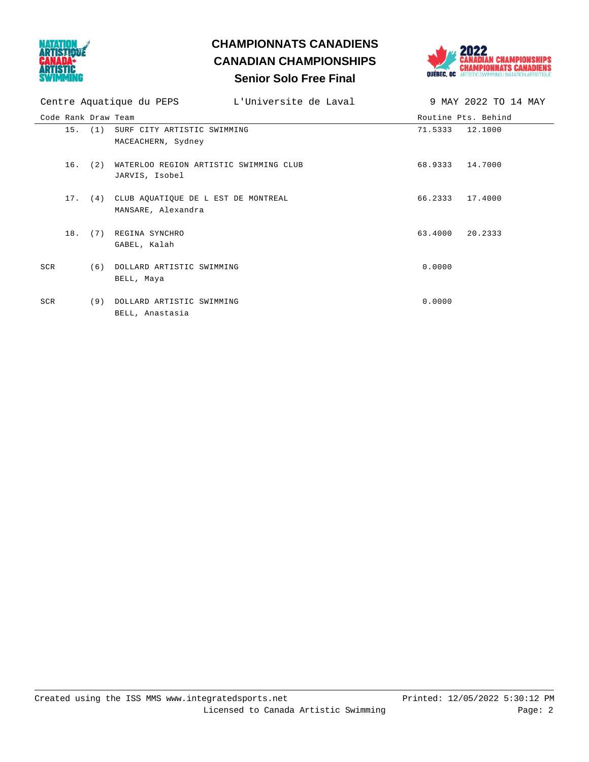# CHAMPIONNATS CANADIENS

# CANADIAN CHAMPIONSHIPS

## Senior Solo Free Final

Centre Aquatique du PEPS    L'Universite de Laval    9 MAY 2022 TO 14 MAY

| Code | Rank | Draw | Team | Routine Pts. | Behind |
|---|---|---|---|---|---|
| | 15. | (1) | SURF CITY ARTISTIC SWIMMING<br>MACEACHERN, Sydney | 71.5333 | 12.1000 |
| | 16. | (2) | WATERLOO REGION ARTISTIC SWIMMING CLUB<br>JARVIS, Isobel | 68.9333 | 14.7000 |
| | 17. | (4) | CLUB AQUATIQUE DE L EST DE MONTREAL<br>MANSARE, Alexandra | 66.2333 | 17.4000 |
| | 18. | (7) | REGINA SYNCHRO<br>GABEL, Kalah | 63.4000 | 20.2333 |
| SCR | | (6) | DOLLARD ARTISTIC SWIMMING<br>BELL, Maya | 0.0000 | |
| SCR | | (9) | DOLLARD ARTISTIC SWIMMING<br>BELL, Anastasia | 0.0000 | |

Created using the ISS MMS www.integratedsports.net    Printed: 12/05/2022 5:30:12 PM

Licensed to Canada Artistic Swimming